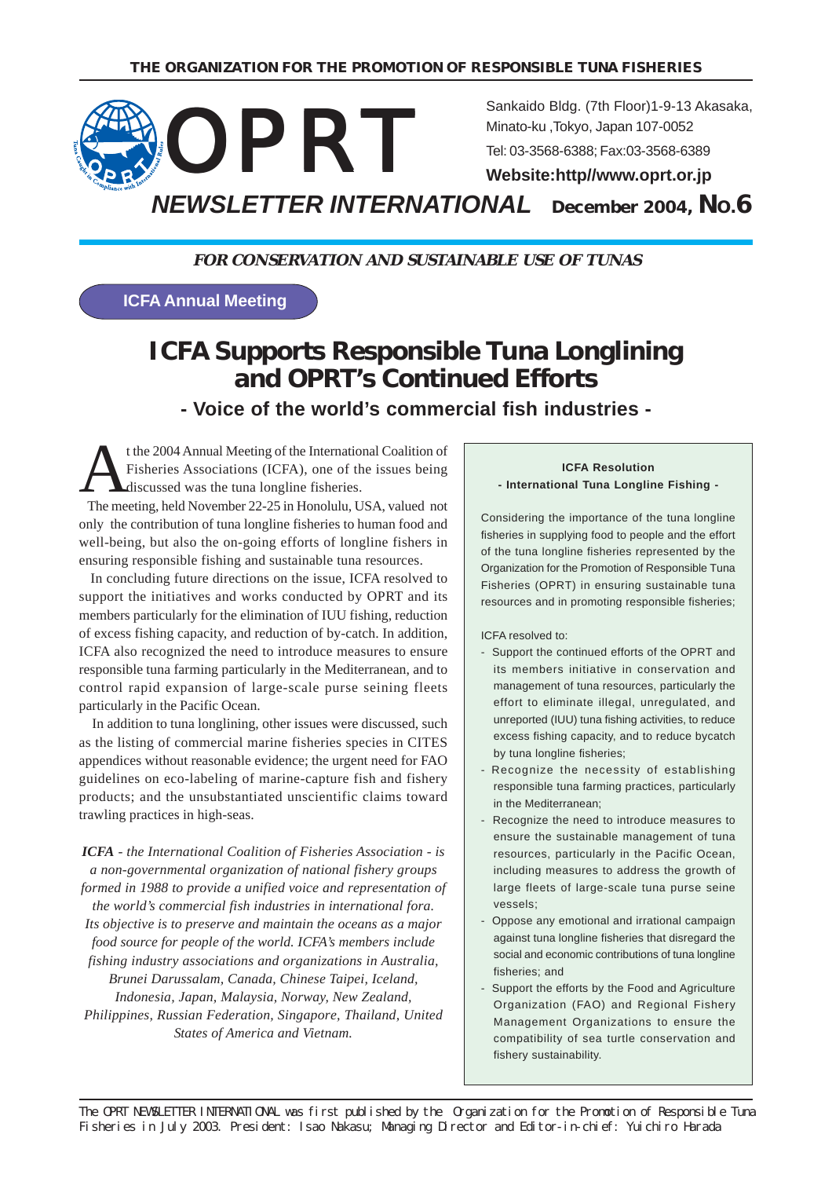THE ORGANIZATION FOR THE PROMOTION OF RESPONSIBLE TUNA FISHERIES

# OPRT

Sankaido Bldg. (7th Floor)1-9-13 Akasaka, Minato-ku ,Tokyo, Japan 107-0052
Tel: 03-3568-6388; Fax:03-3568-6389
**Website:http//www.oprt.or.jp**

## *NEWSLETTER INTERNATIONAL* December 2004, No.6

***FOR CONSERVATION AND SUSTAINABLE USE OF TUNAS***

**ICFA Annual Meeting**

# ICFA Supports Responsible Tuna Longlining and OPRT's Continued Efforts

### - Voice of the world's commercial fish industries -

At the 2004 Annual Meeting of the International Coalition of Fisheries Associations (ICFA), one of the issues being discussed was the tuna longline fisheries.

The meeting, held November 22-25 in Honolulu, USA, valued not only the contribution of tuna longline fisheries to human food and well-being, but also the on-going efforts of longline fishers in ensuring responsible fishing and sustainable tuna resources.

In concluding future directions on the issue, ICFA resolved to support the initiatives and works conducted by OPRT and its members particularly for the elimination of IUU fishing, reduction of excess fishing capacity, and reduction of by-catch. In addition, ICFA also recognized the need to introduce measures to ensure responsible tuna farming particularly in the Mediterranean, and to control rapid expansion of large-scale purse seining fleets particularly in the Pacific Ocean.

In addition to tuna longlining, other issues were discussed, such as the listing of commercial marine fisheries species in CITES appendices without reasonable evidence; the urgent need for FAO guidelines on eco-labeling of marine-capture fish and fishery products; and the unsubstantiated unscientific claims toward trawling practices in high-seas.

***ICFA** - the International Coalition of Fisheries Association - is a non-governmental organization of national fishery groups formed in 1988 to provide a unified voice and representation of the world's commercial fish industries in international fora. Its objective is to preserve and maintain the oceans as a major food source for people of the world. ICFA's members include fishing industry associations and organizations in Australia, Brunei Darussalam, Canada, Chinese Taipei, Iceland, Indonesia, Japan, Malaysia, Norway, New Zealand, Philippines, Russian Federation, Singapore, Thailand, United States of America and Vietnam.*

---

**ICFA Resolution**
**- International Tuna Longline Fishing -**

Considering the importance of the tuna longline fisheries in supplying food to people and the effort of the tuna longline fisheries represented by the Organization for the Promotion of Responsible Tuna Fisheries (OPRT) in ensuring sustainable tuna resources and in promoting responsible fisheries;

ICFA resolved to:

- Support the continued efforts of the OPRT and its members initiative in conservation and management of tuna resources, particularly the effort to eliminate illegal, unregulated, and unreported (IUU) tuna fishing activities, to reduce excess fishing capacity, and to reduce bycatch by tuna longline fisheries;
- Recognize the necessity of establishing responsible tuna farming practices, particularly in the Mediterranean;
- Recognize the need to introduce measures to ensure the sustainable management of tuna resources, particularly in the Pacific Ocean, including measures to address the growth of large fleets of large-scale tuna purse seine vessels;
- Oppose any emotional and irrational campaign against tuna longline fisheries that disregard the social and economic contributions of tuna longline fisheries; and
- Support the efforts by the Food and Agriculture Organization (FAO) and Regional Fishery Management Organizations to ensure the compatibility of sea turtle conservation and fishery sustainability.

---

The OPRT NEWSLETTER INTERNATIONAL was first published by the Organization for the Promotion of Responsible Tuna Fisheries in July 2003. President: Isao Nakasu; Managing Director and Editor-in-chief: Yuichiro Harada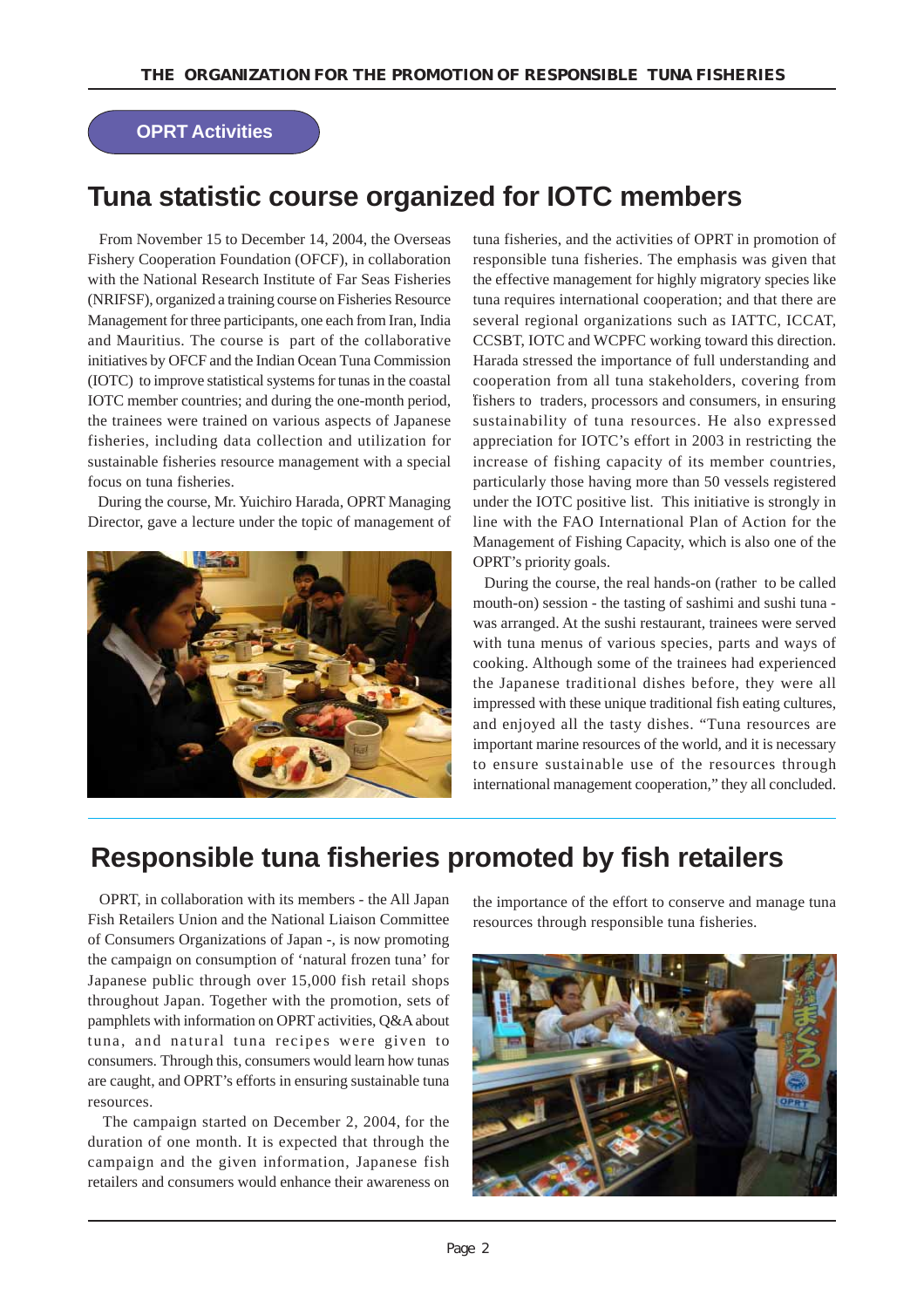OPRT Activities

## Tuna statistic course organized for IOTC members

From November 15 to December 14, 2004, the Overseas Fishery Cooperation Foundation (OFCF), in collaboration with the National Research Institute of Far Seas Fisheries (NRIFSF), organized a training course on Fisheries Resource Management for three participants, one each from Iran, India and Mauritius. The course is part of the collaborative initiatives by OFCF and the Indian Ocean Tuna Commission (IOTC) to improve statistical systems for tunas in the coastal IOTC member countries; and during the one-month period, the trainees were trained on various aspects of Japanese fisheries, including data collection and utilization for sustainable fisheries resource management with a special focus on tuna fisheries.

During the course, Mr. Yuichiro Harada, OPRT Managing Director, gave a lecture under the topic of management of tuna fisheries, and the activities of OPRT in promotion of responsible tuna fisheries. The emphasis was given that the effective management for highly migratory species like tuna requires international cooperation; and that there are several regional organizations such as IATTC, ICCAT, CCSBT, IOTC and WCPFC working toward this direction. Harada stressed the importance of full understanding and cooperation from all tuna stakeholders, covering from fishers to traders, processors and consumers, in ensuring sustainability of tuna resources. He also expressed appreciation for IOTC's effort in 2003 in restricting the increase of fishing capacity of its member countries, particularly those having more than 50 vessels registered under the IOTC positive list. This initiative is strongly in line with the FAO International Plan of Action for the Management of Fishing Capacity, which is also one of the OPRT's priority goals.

During the course, the real hands-on (rather to be called mouth-on) session - the tasting of sashimi and sushi tuna - was arranged. At the sushi restaurant, trainees were served with tuna menus of various species, parts and ways of cooking. Although some of the trainees had experienced the Japanese traditional dishes before, they were all impressed with these unique traditional fish eating cultures, and enjoyed all the tasty dishes. "Tuna resources are important marine resources of the world, and it is necessary to ensure sustainable use of the resources through international management cooperation," they all concluded.

## Responsible tuna fisheries promoted by fish retailers

OPRT, in collaboration with its members - the All Japan Fish Retailers Union and the National Liaison Committee of Consumers Organizations of Japan -, is now promoting the campaign on consumption of 'natural frozen tuna' for Japanese public through over 15,000 fish retail shops throughout Japan. Together with the promotion, sets of pamphlets with information on OPRT activities, Q&A about tuna, and natural tuna recipes were given to consumers. Through this, consumers would learn how tunas are caught, and OPRT's efforts in ensuring sustainable tuna resources.

The campaign started on December 2, 2004, for the duration of one month. It is expected that through the campaign and the given information, Japanese fish retailers and consumers would enhance their awareness on the importance of the effort to conserve and manage tuna resources through responsible tuna fisheries.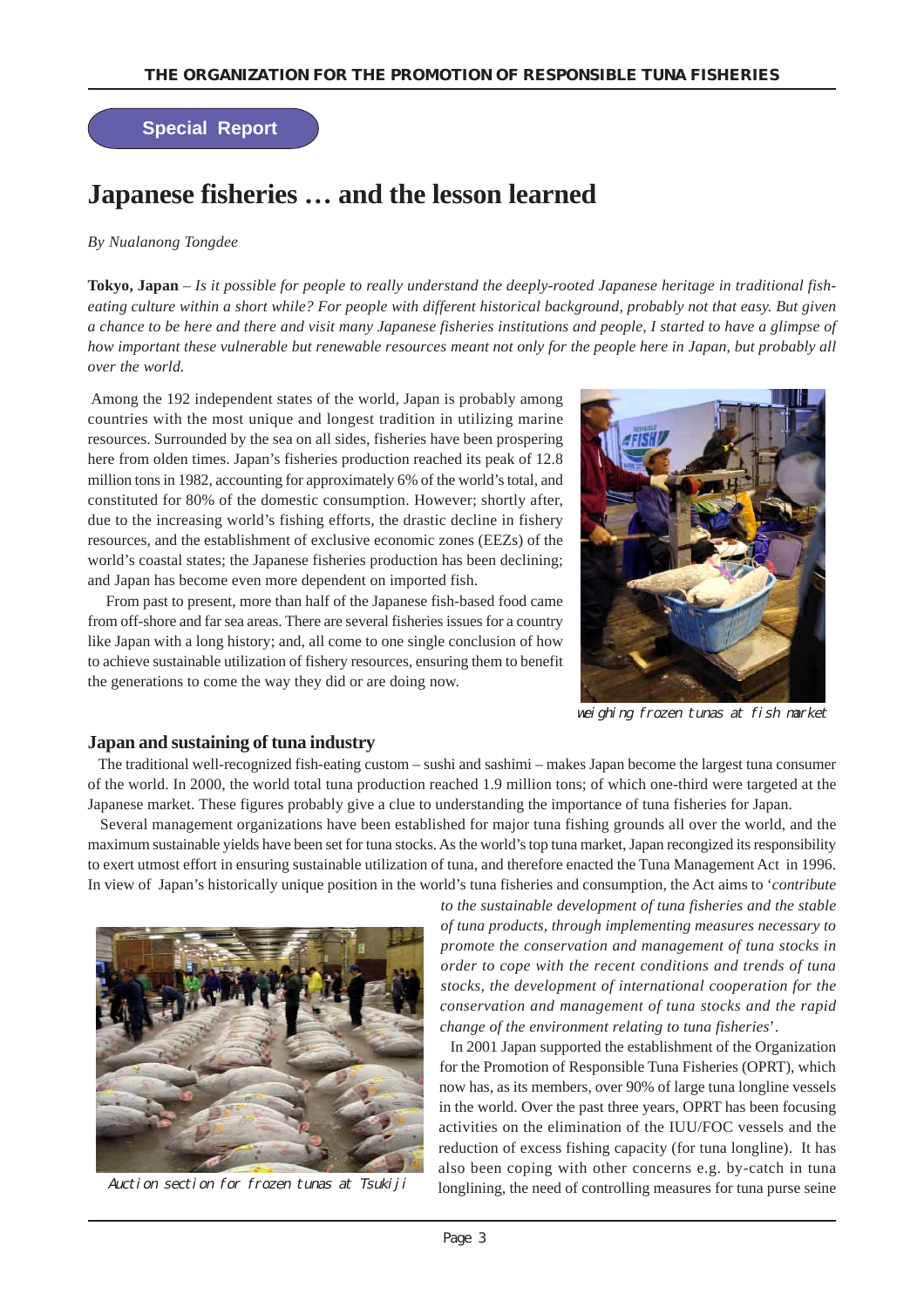**Special Report**

# Japanese fisheries … and the lesson learned

*By Nualanong Tongdee*

**Tokyo, Japan** – *Is it possible for people to really understand the deeply-rooted Japanese heritage in traditional fish-eating culture within a short while? For people with different historical background, probably not that easy. But given a chance to be here and there and visit many Japanese fisheries institutions and people, I started to have a glimpse of how important these vulnerable but renewable resources meant not only for the people here in Japan, but probably all over the world.*

Among the 192 independent states of the world, Japan is probably among countries with the most unique and longest tradition in utilizing marine resources. Surrounded by the sea on all sides, fisheries have been prospering here from olden times. Japan's fisheries production reached its peak of 12.8 million tons in 1982, accounting for approximately 6% of the world's total, and constituted for 80% of the domestic consumption. However; shortly after, due to the increasing world's fishing efforts, the drastic decline in fishery resources, and the establishment of exclusive economic zones (EEZs) of the world's coastal states; the Japanese fisheries production has been declining; and Japan has become even more dependent on imported fish.

From past to present, more than half of the Japanese fish-based food came from off-shore and far sea areas. There are several fisheries issues for a country like Japan with a long history; and, all come to one single conclusion of how to achieve sustainable utilization of fishery resources, ensuring them to benefit the generations to come the way they did or are doing now.

weighing frozen tunas at fish market

## Japan and sustaining of tuna industry

The traditional well-recognized fish-eating custom – sushi and sashimi – makes Japan become the largest tuna consumer of the world. In 2000, the world total tuna production reached 1.9 million tons; of which one-third were targeted at the Japanese market. These figures probably give a clue to understanding the importance of tuna fisheries for Japan.

Several management organizations have been established for major tuna fishing grounds all over the world, and the maximum sustainable yields have been set for tuna stocks. As the world's top tuna market, Japan recongized its responsibility to exert utmost effort in ensuring sustainable utilization of tuna, and therefore enacted the Tuna Management Act in 1996. In view of Japan's historically unique position in the world's tuna fisheries and consumption, the Act aims to '*contribute to the sustainable development of tuna fisheries and the stable of tuna products, through implementing measures necessary to promote the conservation and management of tuna stocks in order to cope with the recent conditions and trends of tuna stocks, the development of international cooperation for the conservation and management of tuna stocks and the rapid change of the environment relating to tuna fisheries*'.

Auction section for frozen tunas at Tsukiji

In 2001 Japan supported the establishment of the Organization for the Promotion of Responsible Tuna Fisheries (OPRT), which now has, as its members, over 90% of large tuna longline vessels in the world. Over the past three years, OPRT has been focusing activities on the elimination of the IUU/FOC vessels and the reduction of excess fishing capacity (for tuna longline). It has also been coping with other concerns e.g. by-catch in tuna longlining, the need of controlling measures for tuna purse seine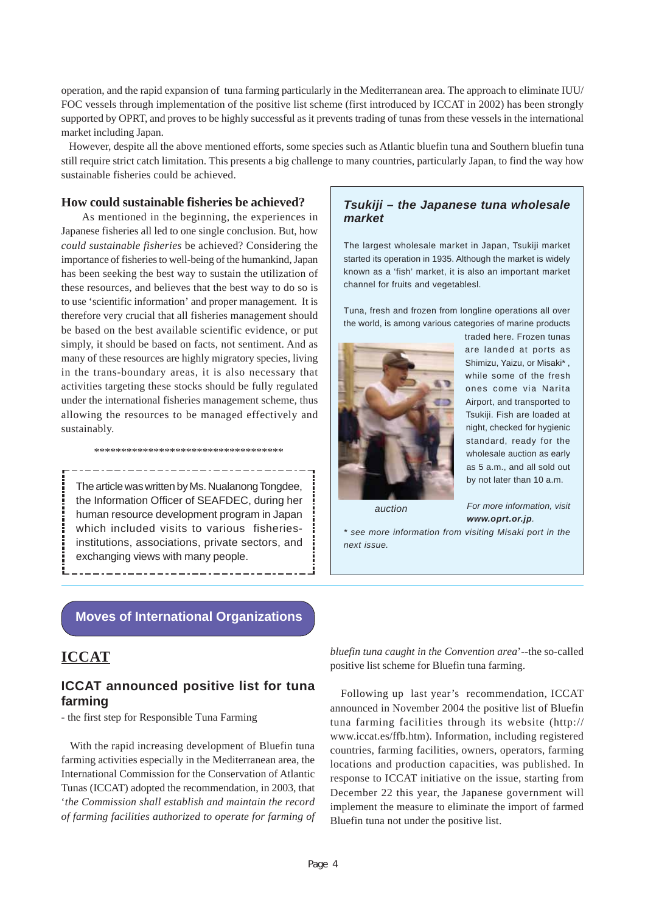operation, and the rapid expansion of tuna farming particularly in the Mediterranean area. The approach to eliminate IUU/ FOC vessels through implementation of the positive list scheme (first introduced by ICCAT in 2002) has been strongly supported by OPRT, and proves to be highly successful as it prevents trading of tunas from these vessels in the international market including Japan.

However, despite all the above mentioned efforts, some species such as Atlantic bluefin tuna and Southern bluefin tuna still require strict catch limitation. This presents a big challenge to many countries, particularly Japan, to find the way how sustainable fisheries could be achieved.

### How could sustainable fisheries be achieved?

As mentioned in the beginning, the experiences in Japanese fisheries all led to one single conclusion. But, how *could sustainable fisheries* be achieved? Considering the importance of fisheries to well-being of the humankind, Japan has been seeking the best way to sustain the utilization of these resources, and believes that the best way to do so is to use 'scientific information' and proper management. It is therefore very crucial that all fisheries management should be based on the best available scientific evidence, or put simply, it should be based on facts, not sentiment. And as many of these resources are highly migratory species, living in the trans-boundary areas, it is also necessary that activities targeting these stocks should be fully regulated under the international fisheries management scheme, thus allowing the resources to be managed effectively and sustainably.

***********************************

The article was written by Ms. Nualanong Tongdee, the Information Officer of SEAFDEC, during her human resource development program in Japan which included visits to various fisheries-institutions, associations, private sectors, and exchanging views with many people.

### *Tsukiji – the Japanese tuna wholesale market*

The largest wholesale market in Japan, Tsukiji market started its operation in 1935. Although the market is widely known as a 'fish' market, it is also an important market channel for fruits and vegetablesl.

Tuna, fresh and frozen from longline operations all over the world, is among various categories of marine products traded here. Frozen tunas are landed at ports as Shimizu, Yaizu, or Misaki* , while some of the fresh ones come via Narita Airport, and transported to Tsukiji. Fish are loaded at night, checked for hygienic standard, ready for the wholesale auction as early as 5 a.m., and all sold out by not later than 10 a.m.

*auction*

*For more information, visit* ***www.oprt.or.jp****.*

*\* see more information from visiting Misaki port in the next issue.*

## Moves of International Organizations

## ICCAT

### ICCAT announced positive list for tuna farming

- the first step for Responsible Tuna Farming

With the rapid increasing development of Bluefin tuna farming activities especially in the Mediterranean area, the International Commission for the Conservation of Atlantic Tunas (ICCAT) adopted the recommendation, in 2003, that '*the Commission shall establish and maintain the record of farming facilities authorized to operate for farming of bluefin tuna caught in the Convention area*'--the so-called positive list scheme for Bluefin tuna farming.

Following up last year's recommendation, ICCAT announced in November 2004 the positive list of Bluefin tuna farming facilities through its website (http://www.iccat.es/ffb.htm). Information, including registered countries, farming facilities, owners, operators, farming locations and production capacities, was published. In response to ICCAT initiative on the issue, starting from December 22 this year, the Japanese government will implement the measure to eliminate the import of farmed Bluefin tuna not under the positive list.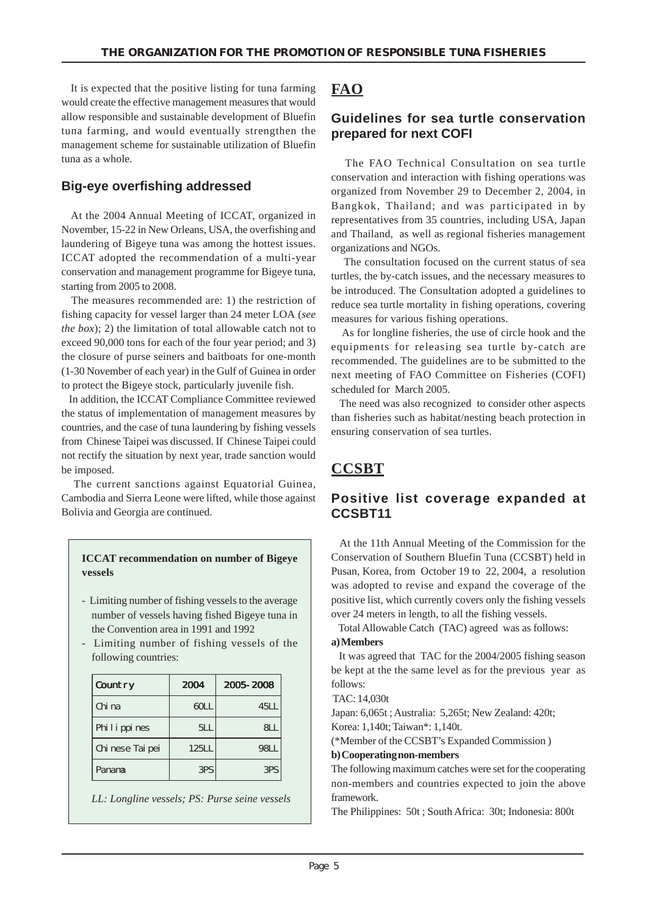It is expected that the positive listing for tuna farming would create the effective management measures that would allow responsible and sustainable development of Bluefin tuna farming, and would eventually strengthen the management scheme for sustainable utilization of Bluefin tuna as a whole.

### Big-eye overfishing addressed

At the 2004 Annual Meeting of ICCAT, organized in November, 15-22 in New Orleans, USA, the overfishing and laundering of Bigeye tuna was among the hottest issues. ICCAT adopted the recommendation of a multi-year conservation and management programme for Bigeye tuna, starting from 2005 to 2008.

The measures recommended are: 1) the restriction of fishing capacity for vessel larger than 24 meter LOA (*see the box*); 2) the limitation of total allowable catch not to exceed 90,000 tons for each of the four year period; and 3) the closure of purse seiners and baitboats for one-month (1-30 November of each year) in the Gulf of Guinea in order to protect the Bigeye stock, particularly juvenile fish.

In addition, the ICCAT Compliance Committee reviewed the status of implementation of management measures by countries, and the case of tuna laundering by fishing vessels from Chinese Taipei was discussed. If Chinese Taipei could not rectify the situation by next year, trade sanction would be imposed.

The current sanctions against Equatorial Guinea, Cambodia and Sierra Leone were lifted, while those against Bolivia and Georgia are continued.

**ICCAT recommendation on number of Bigeye vessels**

- Limiting number of fishing vessels to the average number of vessels having fished Bigeye tuna in the Convention area in 1991 and 1992
- Limiting number of fishing vessels of the following countries:

| Country | 2004 | 2005-2008 |
|---|---|---|
| China | 60LL | 45LL |
| Philippines | 5LL | 8LL |
| Chinese Taipei | 125LL | 98LL |
| Panama | 3PS | 3PS |

*LL: Longline vessels; PS: Purse seine vessels*

## FAO

### Guidelines for sea turtle conservation prepared for next COFI

The FAO Technical Consultation on sea turtle conservation and interaction with fishing operations was organized from November 29 to December 2, 2004, in Bangkok, Thailand; and was participated in by representatives from 35 countries, including USA, Japan and Thailand, as well as regional fisheries management organizations and NGOs.

The consultation focused on the current status of sea turtles, the by-catch issues, and the necessary measures to be introduced. The Consultation adopted a guidelines to reduce sea turtle mortality in fishing operations, covering measures for various fishing operations.

As for longline fisheries, the use of circle hook and the equipments for releasing sea turtle by-catch are recommended. The guidelines are to be submitted to the next meeting of FAO Committee on Fisheries (COFI) scheduled for March 2005.

The need was also recognized to consider other aspects than fisheries such as habitat/nesting beach protection in ensuring conservation of sea turtles.

## CCSBT

### Positive list coverage expanded at CCSBT11

At the 11th Annual Meeting of the Commission for the Conservation of Southern Bluefin Tuna (CCSBT) held in Pusan, Korea, from October 19 to 22, 2004, a resolution was adopted to revise and expand the coverage of the positive list, which currently covers only the fishing vessels over 24 meters in length, to all the fishing vessels.

Total Allowable Catch (TAC) agreed was as follows:

**a) Members**

It was agreed that TAC for the 2004/2005 fishing season be kept at the the same level as for the previous year as follows:

TAC: 14,030t

Japan: 6,065t ; Australia: 5,265t; New Zealand: 420t;
Korea: 1,140t; Taiwan*: 1,140t.

(*Member of the CCSBT's Expanded Commission )

**b) Cooperating non-members**

The following maximum catches were set for the cooperating non-members and countries expected to join the above framework.

The Philippines: 50t ; South Africa: 30t; Indonesia: 800t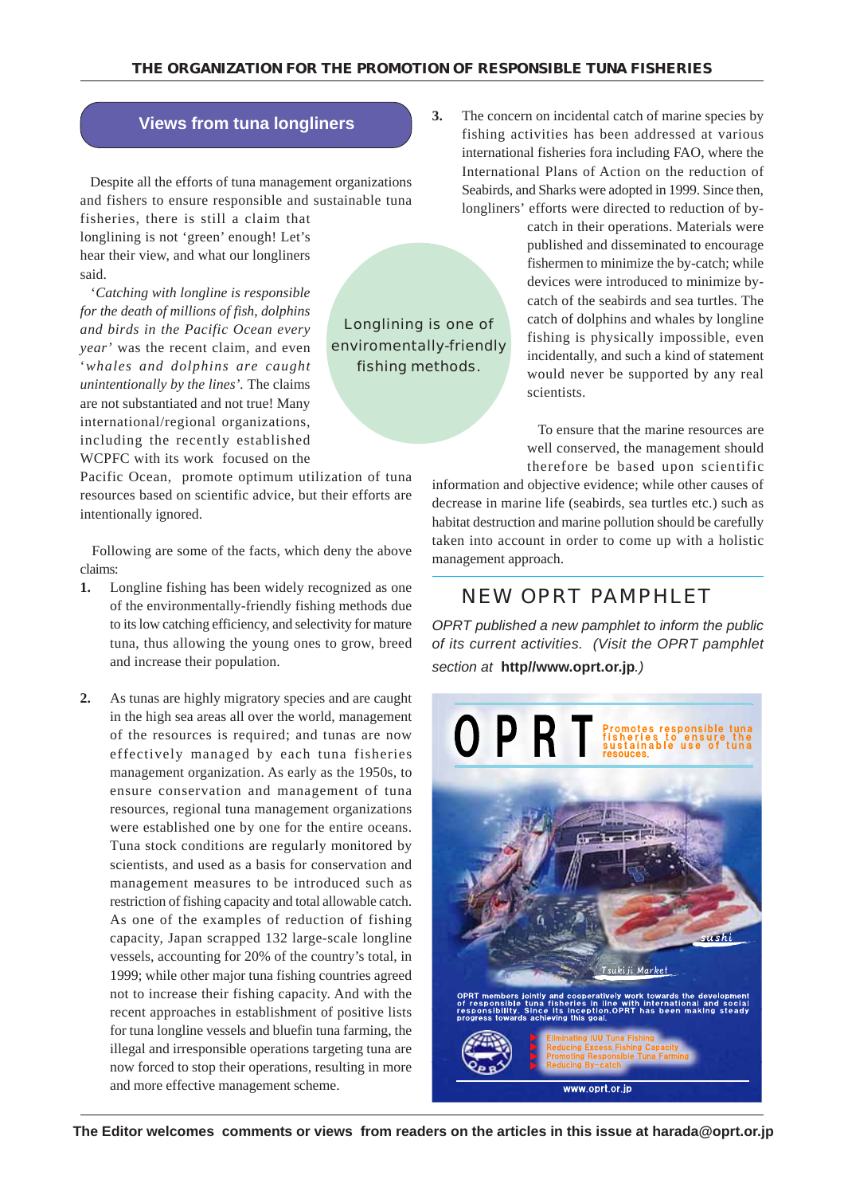## Views from tuna longliners

Despite all the efforts of tuna management organizations and fishers to ensure responsible and sustainable tuna fisheries, there is still a claim that longlining is not 'green' enough! Let's hear their view, and what our longliners said.

'*Catching with longline is responsible for the death of millions of fish, dolphins and birds in the Pacific Ocean every year*' was the recent claim, and even '*whales and dolphins are caught unintentionally by the lines'.* The claims are not substantiated and not true! Many international/regional organizations, including the recently established WCPFC with its work focused on the Pacific Ocean, promote optimum utilization of tuna resources based on scientific advice, but their efforts are intentionally ignored.

Longlining is one of enviromentally-friendly fishing methods.

Following are some of the facts, which deny the above claims:

1. Longline fishing has been widely recognized as one of the environmentally-friendly fishing methods due to its low catching efficiency, and selectivity for mature tuna, thus allowing the young ones to grow, breed and increase their population.

2. As tunas are highly migratory species and are caught in the high sea areas all over the world, management of the resources is required; and tunas are now effectively managed by each tuna fisheries management organization. As early as the 1950s, to ensure conservation and management of tuna resources, regional tuna management organizations were established one by one for the entire oceans. Tuna stock conditions are regularly monitored by scientists, and used as a basis for conservation and management measures to be introduced such as restriction of fishing capacity and total allowable catch. As one of the examples of reduction of fishing capacity, Japan scrapped 132 large-scale longline vessels, accounting for 20% of the country's total, in 1999; while other major tuna fishing countries agreed not to increase their fishing capacity. And with the recent approaches in establishment of positive lists for tuna longline vessels and bluefin tuna farming, the illegal and irresponsible operations targeting tuna are now forced to stop their operations, resulting in more and more effective management scheme.

3. The concern on incidental catch of marine species by fishing activities has been addressed at various international fisheries fora including FAO, where the International Plans of Action on the reduction of Seabirds, and Sharks were adopted in 1999. Since then, longliners' efforts were directed to reduction of by-catch in their operations. Materials were published and disseminated to encourage fishermen to minimize the by-catch; while devices were introduced to minimize by-catch of the seabirds and sea turtles. The catch of dolphins and whales by longline fishing is physically impossible, even incidentally, and such a kind of statement would never be supported by any real scientists.

To ensure that the marine resources are well conserved, the management should therefore be based upon scientific information and objective evidence; while other causes of decrease in marine life (seabirds, sea turtles etc.) such as habitat destruction and marine pollution should be carefully taken into account in order to come up with a holistic management approach.

## NEW OPRT PAMPHLET

*OPRT published a new pamphlet to inform the public of its current activities. (Visit the OPRT pamphlet section at* **http//www.oprt.or.jp***.)*

OPRT

Promotes responsible tuna fisheries to ensure the sustainable use of tuna resouces.

sushi

Tsukiji Market

OPRT members jointly and cooperatively work towards the development of responsible tuna fisheries in line with international and social responsibility. Since its inception,OPRT has been making steady progress towards achieving this goal.

- Eliminating IUU Tuna Fishing
- Reducing Excess Fishing Capacity
- Promoting Responsible Tuna Farming
- Reducing By-catch

www.oprt.or.jp

**The Editor welcomes comments or views from readers on the articles in this issue at harada@oprt.or.jp**